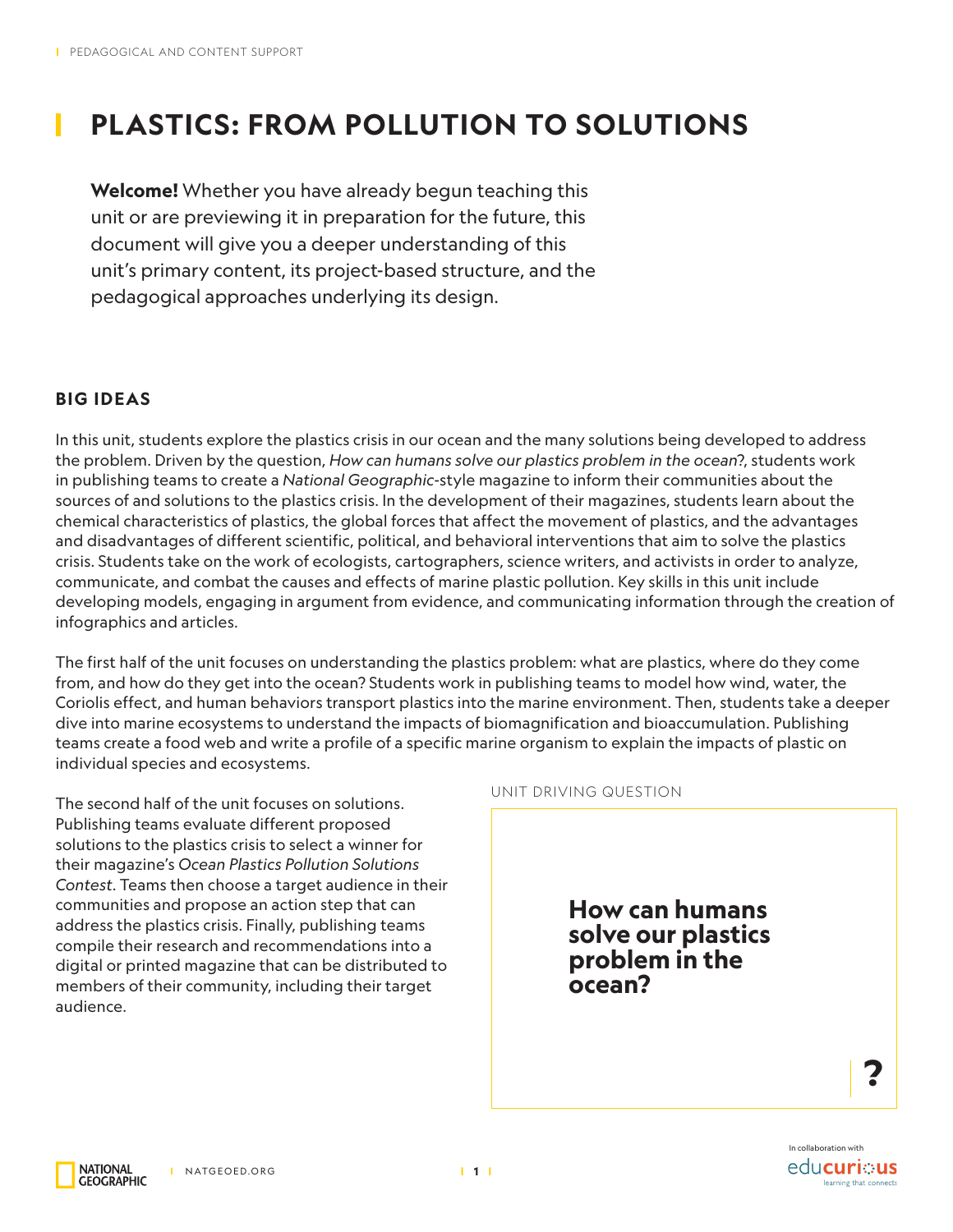# PLASTICS: FROM POLLUTION TO SOLUTIONS

**Welcome!** Whether you have already begun teaching this unit or are previewing it in preparation for the future, this document will give you a deeper understanding of this unit's primary content, its project-based structure, and the pedagogical approaches underlying its design.

## BIG IDEAS

In this unit, students explore the plastics crisis in our ocean and the many solutions being developed to address the problem. Driven by the question, *How can humans solve our plastics problem in the ocean*?, students work in publishing teams to create a *National Geographic*-style magazine to inform their communities about the sources of and solutions to the plastics crisis. In the development of their magazines, students learn about the chemical characteristics of plastics, the global forces that affect the movement of plastics, and the advantages and disadvantages of different scientific, political, and behavioral interventions that aim to solve the plastics crisis. Students take on the work of ecologists, cartographers, science writers, and activists in order to analyze, communicate, and combat the causes and effects of marine plastic pollution. Key skills in this unit include developing models, engaging in argument from evidence, and communicating information through the creation of infographics and articles.

The first half of the unit focuses on understanding the plastics problem: what are plastics, where do they come from, and how do they get into the ocean? Students work in publishing teams to model how wind, water, the Coriolis effect, and human behaviors transport plastics into the marine environment. Then, students take a deeper dive into marine ecosystems to understand the impacts of biomagnification and bioaccumulation. Publishing teams create a food web and write a profile of a specific marine organism to explain the impacts of plastic on individual species and ecosystems.

The second half of the unit focuses on solutions. Publishing teams evaluate different proposed solutions to the plastics crisis to select a winner for their magazine's *Ocean Plastics Pollution Solutions Contest*. Teams then choose a target audience in their communities and propose an action step that can address the plastics crisis. Finally, publishing teams compile their research and recommendations into a digital or printed magazine that can be distributed to members of their community, including their target audience.

UNIT DRIVING QUESTION

**How can humans solve our plastics problem in the ocean?**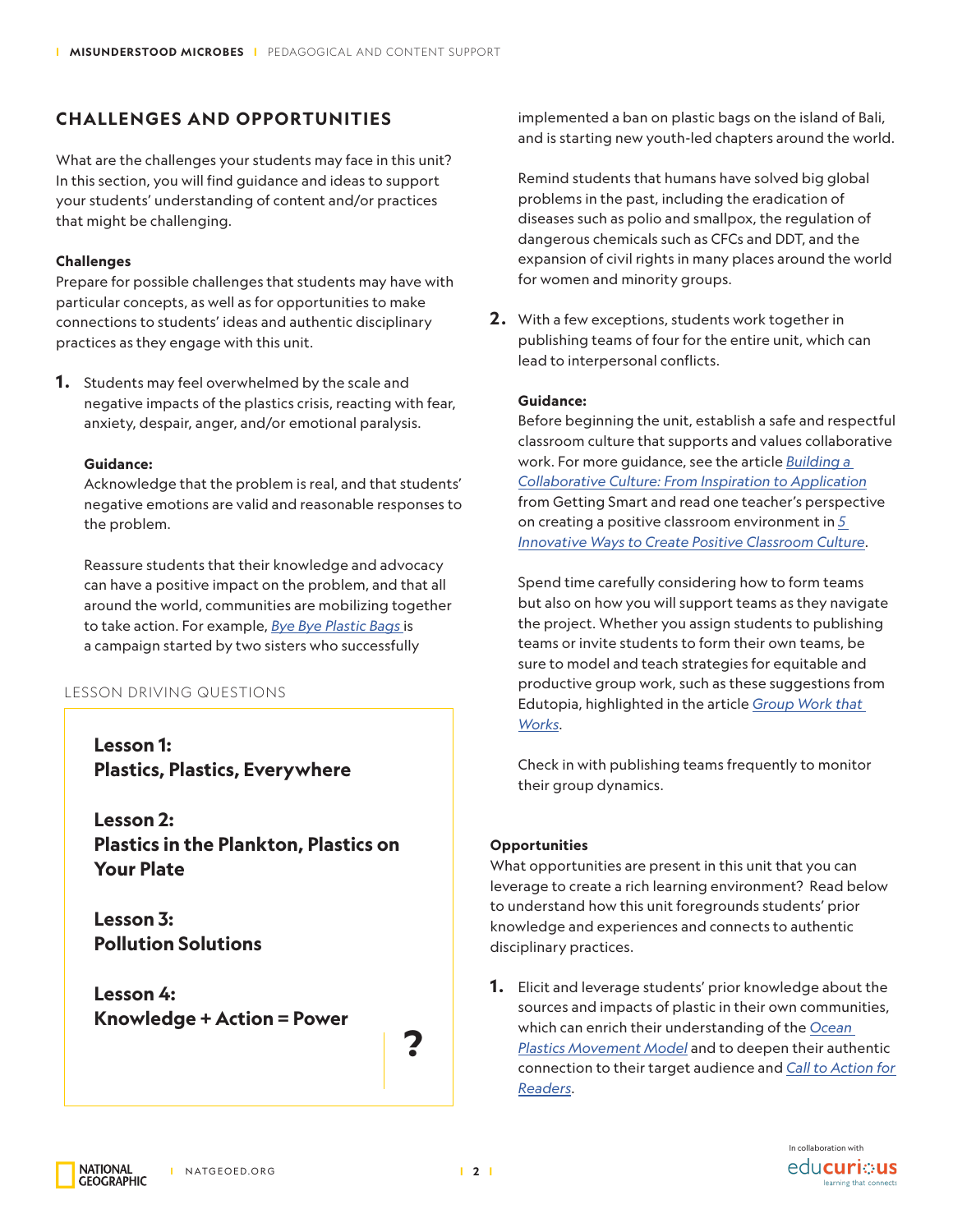## CHALLENGES AND OPPORTUNITIES

What are the challenges your students may face in this unit? In this section, you will find guidance and ideas to support your students' understanding of content and/or practices that might be challenging.

### Challenges

Prepare for possible challenges that students may have with particular concepts, as well as for opportunities to make connections to students' ideas and authentic disciplinary practices as they engage with this unit.

1. Students may feel overwhelmed by the scale and negative impacts of the plastics crisis, reacting with fear, anxiety, despair, anger, and/or emotional paralysis.

   **Guidance:**
   Acknowledge that the problem is real, and that students' negative emotions are valid and reasonable responses to the problem.

   Reassure students that their knowledge and advocacy can have a positive impact on the problem, and that all around the world, communities are mobilizing together to take action. For example, *Bye Bye Plastic Bags* is a campaign started by two sisters who successfully implemented a ban on plastic bags on the island of Bali, and is starting new youth-led chapters around the world.

   Remind students that humans have solved big global problems in the past, including the eradication of diseases such as polio and smallpox, the regulation of dangerous chemicals such as CFCs and DDT, and the expansion of civil rights in many places around the world for women and minority groups.

2. With a few exceptions, students work together in publishing teams of four for the entire unit, which can lead to interpersonal conflicts.

   **Guidance:**
   Before beginning the unit, establish a safe and respectful classroom culture that supports and values collaborative work. For more guidance, see the article *Building a Collaborative Culture: From Inspiration to Application* from Getting Smart and read one teacher's perspective on creating a positive classroom environment in *5 Innovative Ways to Create Positive Classroom Culture*.

   Spend time carefully considering how to form teams but also on how you will support teams as they navigate the project. Whether you assign students to publishing teams or invite students to form their own teams, be sure to model and teach strategies for equitable and productive group work, such as these suggestions from Edutopia, highlighted in the article *Group Work that Works*.

   Check in with publishing teams frequently to monitor their group dynamics.

### Opportunities

What opportunities are present in this unit that you can leverage to create a rich learning environment? Read below to understand how this unit foregrounds students' prior knowledge and experiences and connects to authentic disciplinary practices.

1. Elicit and leverage students' prior knowledge about the sources and impacts of plastic in their own communities, which can enrich their understanding of the *Ocean Plastics Movement Model* and to deepen their authentic connection to their target audience and *Call to Action for Readers*.

LESSON DRIVING QUESTIONS

**Lesson 1:**
**Plastics, Plastics, Everywhere**

**Lesson 2:**
**Plastics in the Plankton, Plastics on Your Plate**

**Lesson 3:**
**Pollution Solutions**

**Lesson 4:**
**Knowledge + Action = Power**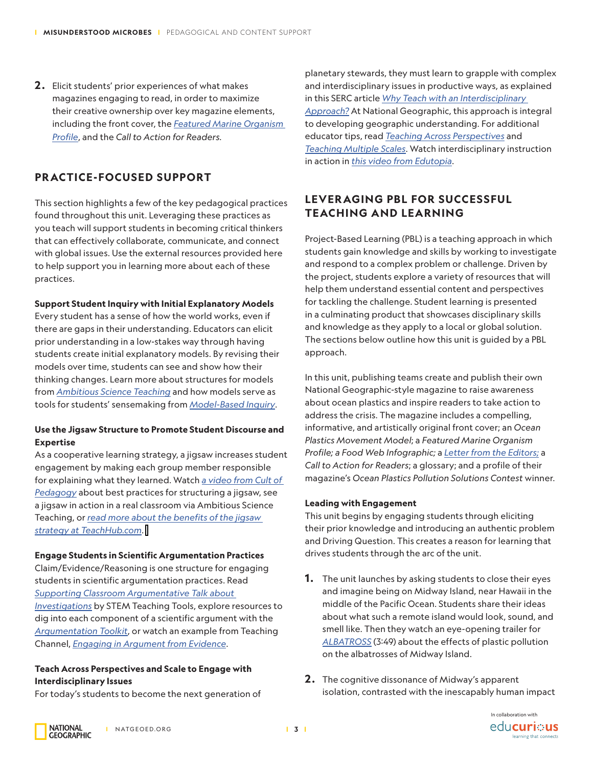2. Elicit students' prior experiences of what makes magazines engaging to read, in order to maximize their creative ownership over key magazine elements, including the front cover, the *Featured Marine Organism Profile*, and the *Call to Action for Readers*.

## PRACTICE-FOCUSED SUPPORT

This section highlights a few of the key pedagogical practices found throughout this unit. Leveraging these practices as you teach will support students in becoming critical thinkers that can effectively collaborate, communicate, and connect with global issues. Use the external resources provided here to help support you in learning more about each of these practices.

**Support Student Inquiry with Initial Explanatory Models**
Every student has a sense of how the world works, even if there are gaps in their understanding. Educators can elicit prior understanding in a low-stakes way through having students create initial explanatory models. By revising their models over time, students can see and show how their thinking changes. Learn more about structures for models from *Ambitious Science Teaching* and how models serve as tools for students' sensemaking from *Model-Based Inquiry*.

**Use the Jigsaw Structure to Promote Student Discourse and Expertise**
As a cooperative learning strategy, a jigsaw increases student engagement by making each group member responsible for explaining what they learned. Watch *a video from Cult of Pedagogy* about best practices for structuring a jigsaw, see a jigsaw in action in a real classroom via Ambitious Science Teaching, or *read more about the benefits of the jigsaw strategy at TeachHub.com*.

**Engage Students in Scientific Argumentation Practices**
Claim/Evidence/Reasoning is one structure for engaging students in scientific argumentation practices. Read *Supporting Classroom Argumentative Talk about Investigations* by STEM Teaching Tools, explore resources to dig into each component of a scientific argument with the *Argumentation Toolkit*, or watch an example from Teaching Channel, *Engaging in Argument from Evidence*.

**Teach Across Perspectives and Scale to Engage with Interdisciplinary Issues**
For today's students to become the next generation of planetary stewards, they must learn to grapple with complex and interdisciplinary issues in productive ways, as explained in this SERC article *Why Teach with an Interdisciplinary Approach?* At National Geographic, this approach is integral to developing geographic understanding. For additional educator tips, read *Teaching Across Perspectives* and *Teaching Multiple Scales*. Watch interdisciplinary instruction in action in *this video from Edutopia*.

## LEVERAGING PBL FOR SUCCESSFUL TEACHING AND LEARNING

Project-Based Learning (PBL) is a teaching approach in which students gain knowledge and skills by working to investigate and respond to a complex problem or challenge. Driven by the project, students explore a variety of resources that will help them understand essential content and perspectives for tackling the challenge. Student learning is presented in a culminating product that showcases disciplinary skills and knowledge as they apply to a local or global solution. The sections below outline how this unit is guided by a PBL approach.

In this unit, publishing teams create and publish their own National Geographic-style magazine to raise awareness about ocean plastics and inspire readers to take action to address the crisis. The magazine includes a compelling, informative, and artistically original front cover; an *Ocean Plastics Movement Model*; a *Featured Marine Organism Profile; a Food Web Infographic;* a *Letter from the Editors;* a *Call to Action for Readers*; a glossary; and a profile of their magazine's *Ocean Plastics Pollution Solutions Contest* winner.

**Leading with Engagement**
This unit begins by engaging students through eliciting their prior knowledge and introducing an authentic problem and Driving Question. This creates a reason for learning that drives students through the arc of the unit.

1. The unit launches by asking students to close their eyes and imagine being on Midway Island, near Hawaii in the middle of the Pacific Ocean. Students share their ideas about what such a remote island would look, sound, and smell like. Then they watch an eye-opening trailer for *ALBATROSS* (3:49) about the effects of plastic pollution on the albatrosses of Midway Island.

2. The cognitive dissonance of Midway's apparent isolation, contrasted with the inescapably human impact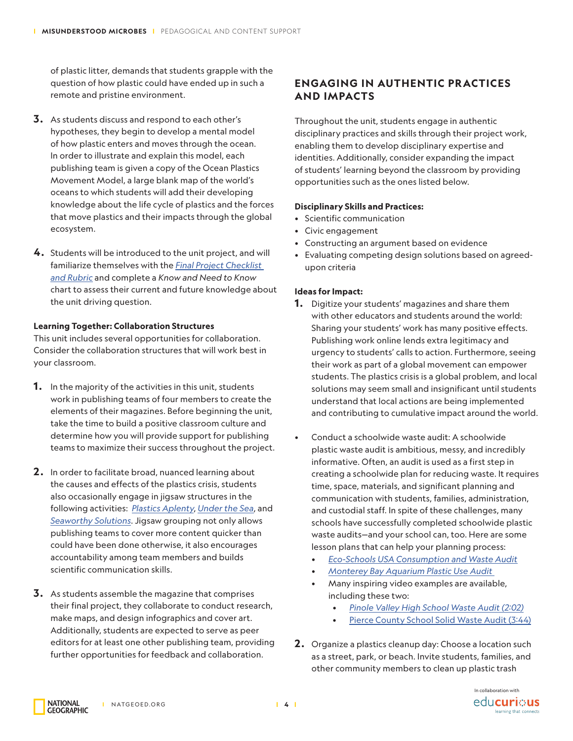of plastic litter, demands that students grapple with the question of how plastic could have ended up in such a remote and pristine environment.

3. As students discuss and respond to each other's hypotheses, they begin to develop a mental model of how plastic enters and moves through the ocean. In order to illustrate and explain this model, each publishing team is given a copy of the Ocean Plastics Movement Model, a large blank map of the world's oceans to which students will add their developing knowledge about the life cycle of plastics and the forces that move plastics and their impacts through the global ecosystem.

4. Students will be introduced to the unit project, and will familiarize themselves with the *Final Project Checklist and Rubric* and complete a *Know and Need to Know* chart to assess their current and future knowledge about the unit driving question.

**Learning Together: Collaboration Structures**

This unit includes several opportunities for collaboration. Consider the collaboration structures that will work best in your classroom.

1. In the majority of the activities in this unit, students work in publishing teams of four members to create the elements of their magazines. Before beginning the unit, take the time to build a positive classroom culture and determine how you will provide support for publishing teams to maximize their success throughout the project.

2. In order to facilitate broad, nuanced learning about the causes and effects of the plastics crisis, students also occasionally engage in jigsaw structures in the following activities: *Plastics Aplenty*, *Under the Sea*, and *Seaworthy Solutions*. Jigsaw grouping not only allows publishing teams to cover more content quicker than could have been done otherwise, it also encourages accountability among team members and builds scientific communication skills.

3. As students assemble the magazine that comprises their final project, they collaborate to conduct research, make maps, and design infographics and cover art. Additionally, students are expected to serve as peer editors for at least one other publishing team, providing further opportunities for feedback and collaboration.

## ENGAGING IN AUTHENTIC PRACTICES AND IMPACTS

Throughout the unit, students engage in authentic disciplinary practices and skills through their project work, enabling them to develop disciplinary expertise and identities. Additionally, consider expanding the impact of students' learning beyond the classroom by providing opportunities such as the ones listed below.

**Disciplinary Skills and Practices:**

- Scientific communication
- Civic engagement
- Constructing an argument based on evidence
- Evaluating competing design solutions based on agreed-upon criteria

**Ideas for Impact:**

1. Digitize your students' magazines and share them with other educators and students around the world: Sharing your students' work has many positive effects. Publishing work online lends extra legitimacy and urgency to students' calls to action. Furthermore, seeing their work as part of a global movement can empower students. The plastics crisis is a global problem, and local solutions may seem small and insignificant until students understand that local actions are being implemented and contributing to cumulative impact around the world.

- Conduct a schoolwide waste audit: A schoolwide plastic waste audit is ambitious, messy, and incredibly informative. Often, an audit is used as a first step in creating a schoolwide plan for reducing waste. It requires time, space, materials, and significant planning and communication with students, families, administration, and custodial staff. In spite of these challenges, many schools have successfully completed schoolwide plastic waste audits—and your school can, too. Here are some lesson plans that can help your planning process:
    - *Eco-Schools USA Consumption and Waste Audit*
    - *Monterey Bay Aquarium Plastic Use Audit*
    - Many inspiring video examples are available, including these two:
        - *Pinole Valley High School Waste Audit (2:02)*
        - Pierce County School Solid Waste Audit (3:44)

2. Organize a plastics cleanup day: Choose a location such as a street, park, or beach. Invite students, families, and other community members to clean up plastic trash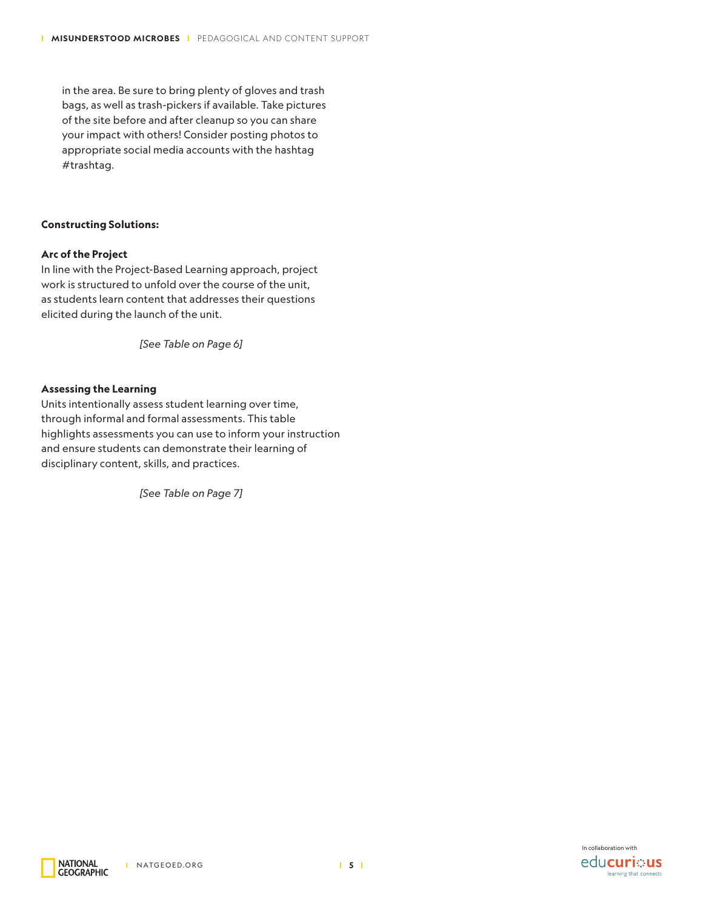in the area. Be sure to bring plenty of gloves and trash bags, as well as trash-pickers if available. Take pictures of the site before and after cleanup so you can share your impact with others! Consider posting photos to appropriate social media accounts with the hashtag #trashtag.

**Constructing Solutions:**

**Arc of the Project**

In line with the Project-Based Learning approach, project work is structured to unfold over the course of the unit, as students learn content that addresses their questions elicited during the launch of the unit.

*[See Table on Page 6]*

**Assessing the Learning**

Units intentionally assess student learning over time, through informal and formal assessments. This table highlights assessments you can use to inform your instruction and ensure students can demonstrate their learning of disciplinary content, skills, and practices.

*[See Table on Page 7]*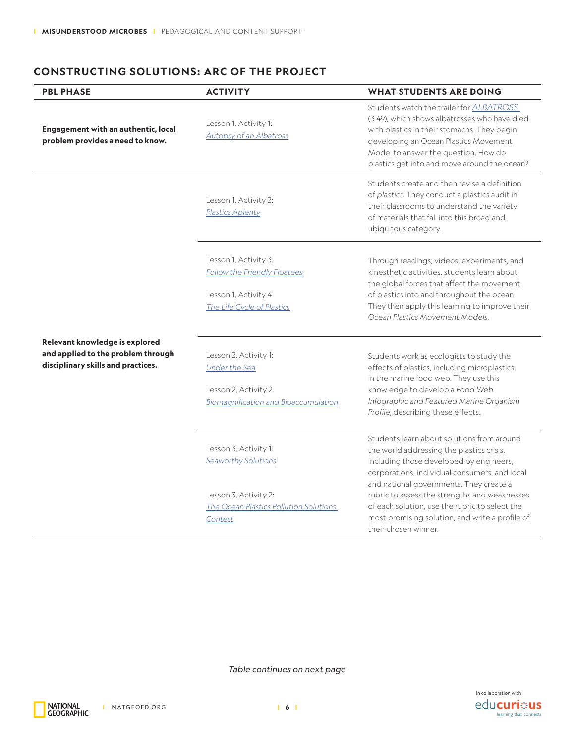## CONSTRUCTING SOLUTIONS: ARC OF THE PROJECT

| PBL PHASE | ACTIVITY | WHAT STUDENTS ARE DOING |
|---|---|---|
| **Engagement with an authentic, local problem provides a need to know.** | Lesson 1, Activity 1: *Autopsy of an Albatross* | Students watch the trailer for *ALBATROSS* (3:49), which shows albatrosses who have died with plastics in their stomachs. They begin developing an Ocean Plastics Movement Model to answer the question, How do plastics get into and move around the ocean? |
| **Relevant knowledge is explored and applied to the problem through disciplinary skills and practices.** | Lesson 1, Activity 2: *Plastics Aplenty* | Students create and then revise a definition of *plastics*. They conduct a plastics audit in their classrooms to understand the variety of materials that fall into this broad and ubiquitous category. |
| | Lesson 1, Activity 3: *Follow the Friendly Floatees*<br><br>Lesson 1, Activity 4: *The Life Cycle of Plastics* | Through readings, videos, experiments, and kinesthetic activities, students learn about the global forces that affect the movement of plastics into and throughout the ocean. They then apply this learning to improve their *Ocean Plastics Movement Models*. |
| | Lesson 2, Activity 1: *Under the Sea*<br><br>Lesson 2, Activity 2: *Biomagnification and Bioaccumulation* | Students work as ecologists to study the effects of plastics, including microplastics, in the marine food web. They use this knowledge to develop a *Food Web Infographic and Featured Marine Organism Profile*, describing these effects. |
| | Lesson 3, Activity 1: *Seaworthy Solutions*<br><br>Lesson 3, Activity 2: *The Ocean Plastics Pollution Solutions Contest* | Students learn about solutions from around the world addressing the plastics crisis, including those developed by engineers, corporations, individual consumers, and local and national governments. They create a rubric to assess the strengths and weaknesses of each solution, use the rubric to select the most promising solution, and write a profile of their chosen winner. |

*Table continues on next page*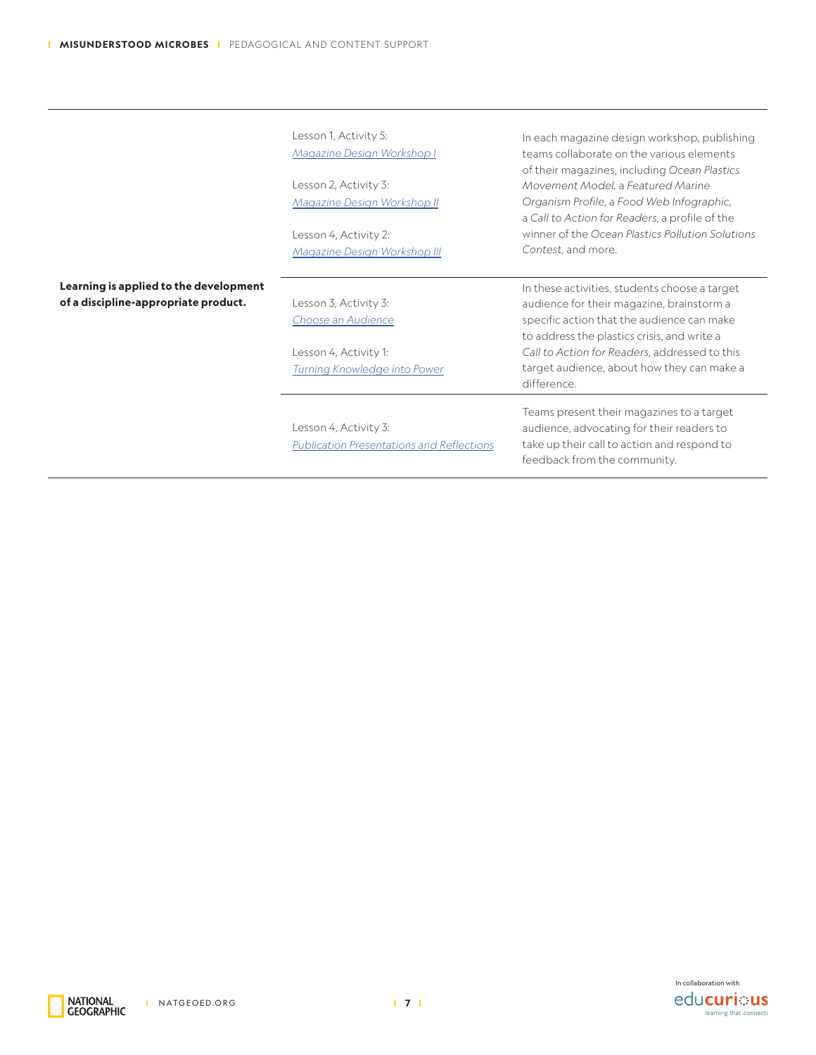| | | |
|---|---|---|
| **Learning is applied to the development of a discipline-appropriate product.** | Lesson 1, Activity 5: *Magazine Design Workshop I*<br><br>Lesson 2, Activity 3: *Magazine Design Workshop II*<br><br>Lesson 4, Activity 2: *Magazine Design Workshop III* | In each magazine design workshop, publishing teams collaborate on the various elements of their magazines, including *Ocean Plastics Movement Model*, a *Featured Marine Organism Profile*, a *Food Web Infographic*, a *Call to Action for Readers*, a profile of the winner of the *Ocean Plastics Pollution Solutions Contest*, and more. |
| | Lesson 3, Activity 3: *Choose an Audience*<br><br>Lesson 4, Activity 1: *Turning Knowledge into Power* | In these activities, students choose a target audience for their magazine, brainstorm a specific action that the audience can make to address the plastics crisis, and write a *Call to Action for Readers*, addressed to this target audience, about how they can make a difference. |
| | Lesson 4, Activity 3: *Publication Presentations and Reflections* | Teams present their magazines to a target audience, advocating for their readers to take up their call to action and respond to feedback from the community. |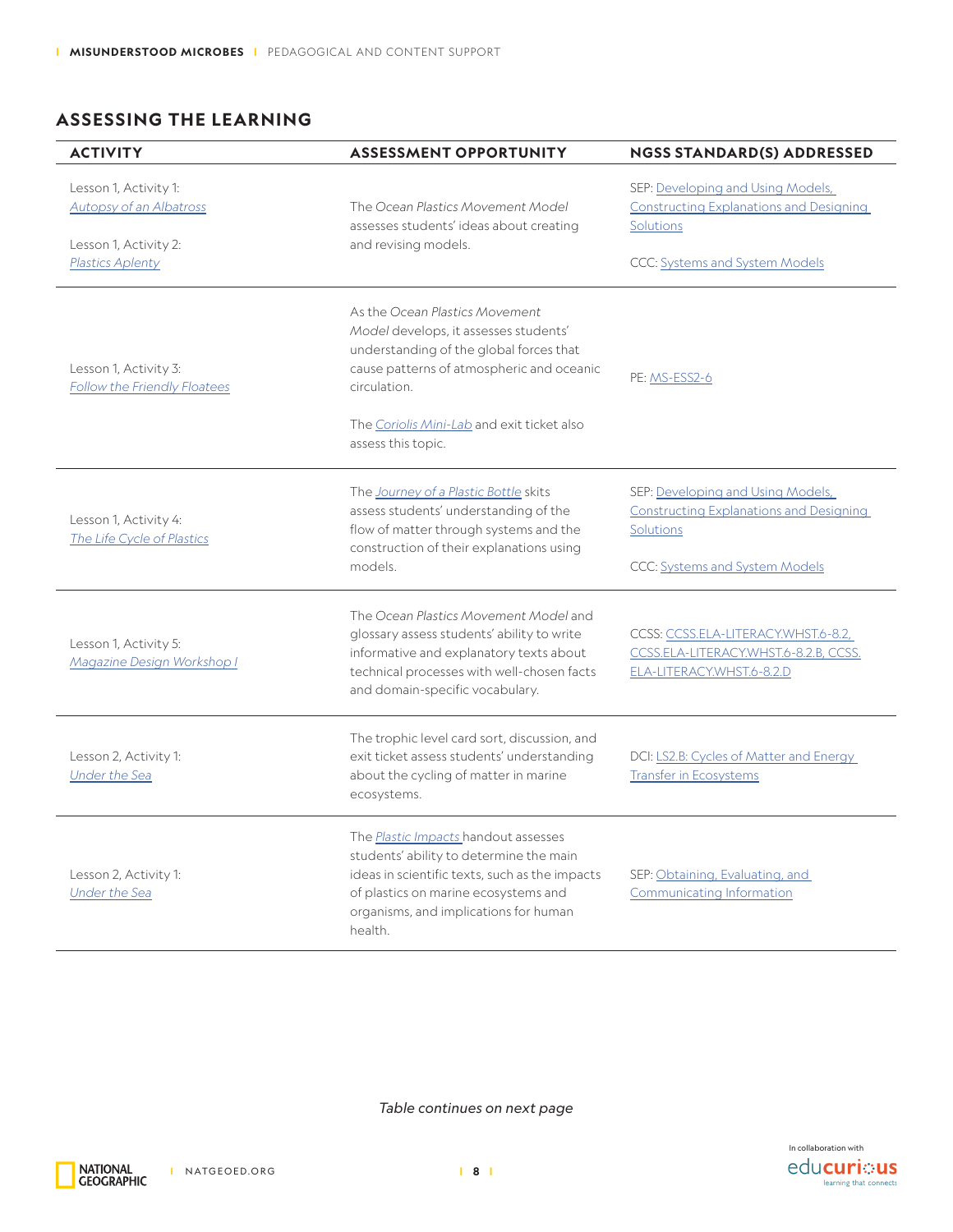## ASSESSING THE LEARNING

| ACTIVITY | ASSESSMENT OPPORTUNITY | NGSS STANDARD(S) ADDRESSED |
|---|---|---|
| Lesson 1, Activity 1: *Autopsy of an Albatross*<br><br>Lesson 1, Activity 2: *Plastics Aplenty* | The *Ocean Plastics Movement Model* assesses students' ideas about creating and revising models. | SEP: Developing and Using Models, Constructing Explanations and Designing Solutions<br><br>CCC: Systems and System Models |
| Lesson 1, Activity 3: *Follow the Friendly Floatees* | As the *Ocean Plastics Movement Model* develops, it assesses students' understanding of the global forces that cause patterns of atmospheric and oceanic circulation.<br><br>The *Coriolis Mini-Lab* and exit ticket also assess this topic. | PE: MS-ESS2-6 |
| Lesson 1, Activity 4: *The Life Cycle of Plastics* | The *Journey of a Plastic Bottle* skits assess students' understanding of the flow of matter through systems and the construction of their explanations using models. | SEP: Developing and Using Models, Constructing Explanations and Designing Solutions<br><br>CCC: Systems and System Models |
| Lesson 1, Activity 5: *Magazine Design Workshop I* | The *Ocean Plastics Movement Model* and glossary assess students' ability to write informative and explanatory texts about technical processes with well-chosen facts and domain-specific vocabulary. | CCSS: CCSS.ELA-LITERACY.WHST.6-8.2, CCSS.ELA-LITERACY.WHST.6-8.2.B, CCSS.ELA-LITERACY.WHST.6-8.2.D |
| Lesson 2, Activity 1: *Under the Sea* | The trophic level card sort, discussion, and exit ticket assess students' understanding about the cycling of matter in marine ecosystems. | DCI: LS2.B: Cycles of Matter and Energy Transfer in Ecosystems |
| Lesson 2, Activity 1: *Under the Sea* | The *Plastic Impacts* handout assesses students' ability to determine the main ideas in scientific texts, such as the impacts of plastics on marine ecosystems and organisms, and implications for human health. | SEP: Obtaining, Evaluating, and Communicating Information |

*Table continues on next page*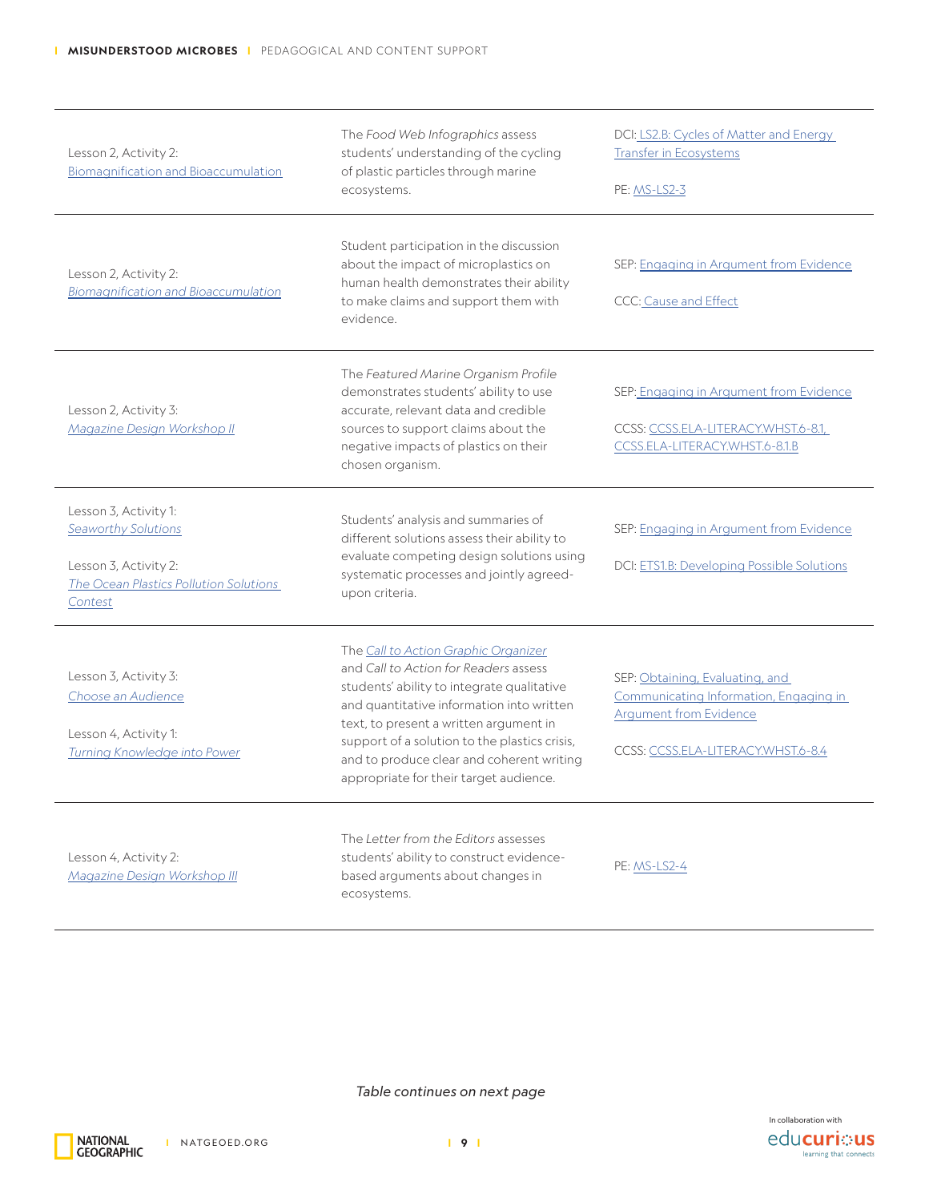| | | |
|---|---|---|
| Lesson 2, Activity 2: Biomagnification and Bioaccumulation | The *Food Web Infographics* assess students' understanding of the cycling of plastic particles through marine ecosystems. | DCI: LS2.B: Cycles of Matter and Energy Transfer in Ecosystems<br><br>PE: MS-LS2-3 |
| Lesson 2, Activity 2: *Biomagnification and Bioaccumulation* | Student participation in the discussion about the impact of microplastics on human health demonstrates their ability to make claims and support them with evidence. | SEP: Engaging in Argument from Evidence<br><br>CCC: Cause and Effect |
| Lesson 2, Activity 3: *Magazine Design Workshop II* | The *Featured Marine Organism Profile* demonstrates students' ability to use accurate, relevant data and credible sources to support claims about the negative impacts of plastics on their chosen organism. | SEP: Engaging in Argument from Evidence<br><br>CCSS: CCSS.ELA-LITERACY.WHST.6-8.1, CCSS.ELA-LITERACY.WHST.6-8.1.B |
| Lesson 3, Activity 1: *Seaworthy Solutions*<br><br>Lesson 3, Activity 2: *The Ocean Plastics Pollution Solutions Contest* | Students' analysis and summaries of different solutions assess their ability to evaluate competing design solutions using systematic processes and jointly agreed-upon criteria. | SEP: Engaging in Argument from Evidence<br><br>DCI: ETS1.B: Developing Possible Solutions |
| Lesson 3, Activity 3: *Choose an Audience*<br><br>Lesson 4, Activity 1: *Turning Knowledge into Power* | The *Call to Action Graphic Organizer* and *Call to Action for Readers* assess students' ability to integrate qualitative and quantitative information into written text, to present a written argument in support of a solution to the plastics crisis, and to produce clear and coherent writing appropriate for their target audience. | SEP: Obtaining, Evaluating, and Communicating Information, Engaging in Argument from Evidence<br><br>CCSS: CCSS.ELA-LITERACY.WHST.6-8.4 |
| Lesson 4, Activity 2: *Magazine Design Workshop III* | The *Letter from the Editors* assesses students' ability to construct evidence-based arguments about changes in ecosystems. | PE: MS-LS2-4 |

*Table continues on next page*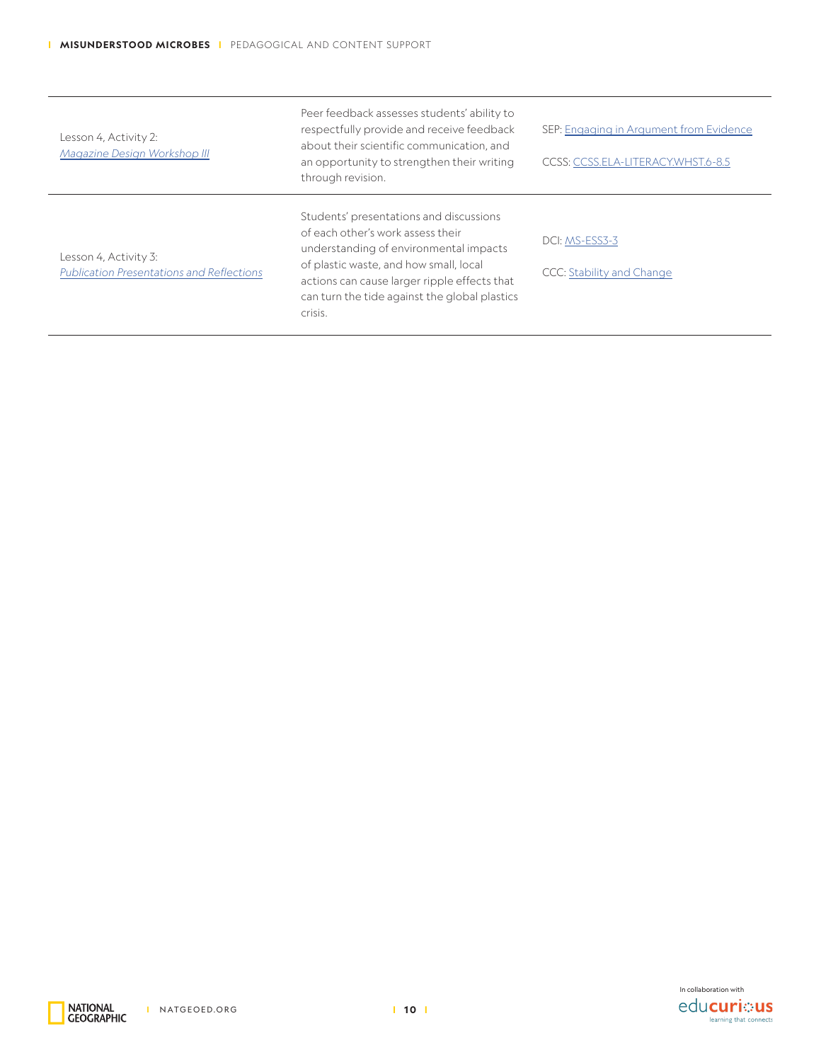| | | |
|---|---|---|
| Lesson 4, Activity 2: *Magazine Design Workshop III* | Peer feedback assesses students' ability to respectfully provide and receive feedback about their scientific communication, and an opportunity to strengthen their writing through revision. | SEP: Engaging in Argument from Evidence<br><br>CCSS: CCSS.ELA-LITERACY.WHST.6-8.5 |
| Lesson 4, Activity 3: *Publication Presentations and Reflections* | Students' presentations and discussions of each other's work assess their understanding of environmental impacts of plastic waste, and how small, local actions can cause larger ripple effects that can turn the tide against the global plastics crisis. | DCI: MS-ESS3-3<br><br>CCC: Stability and Change |